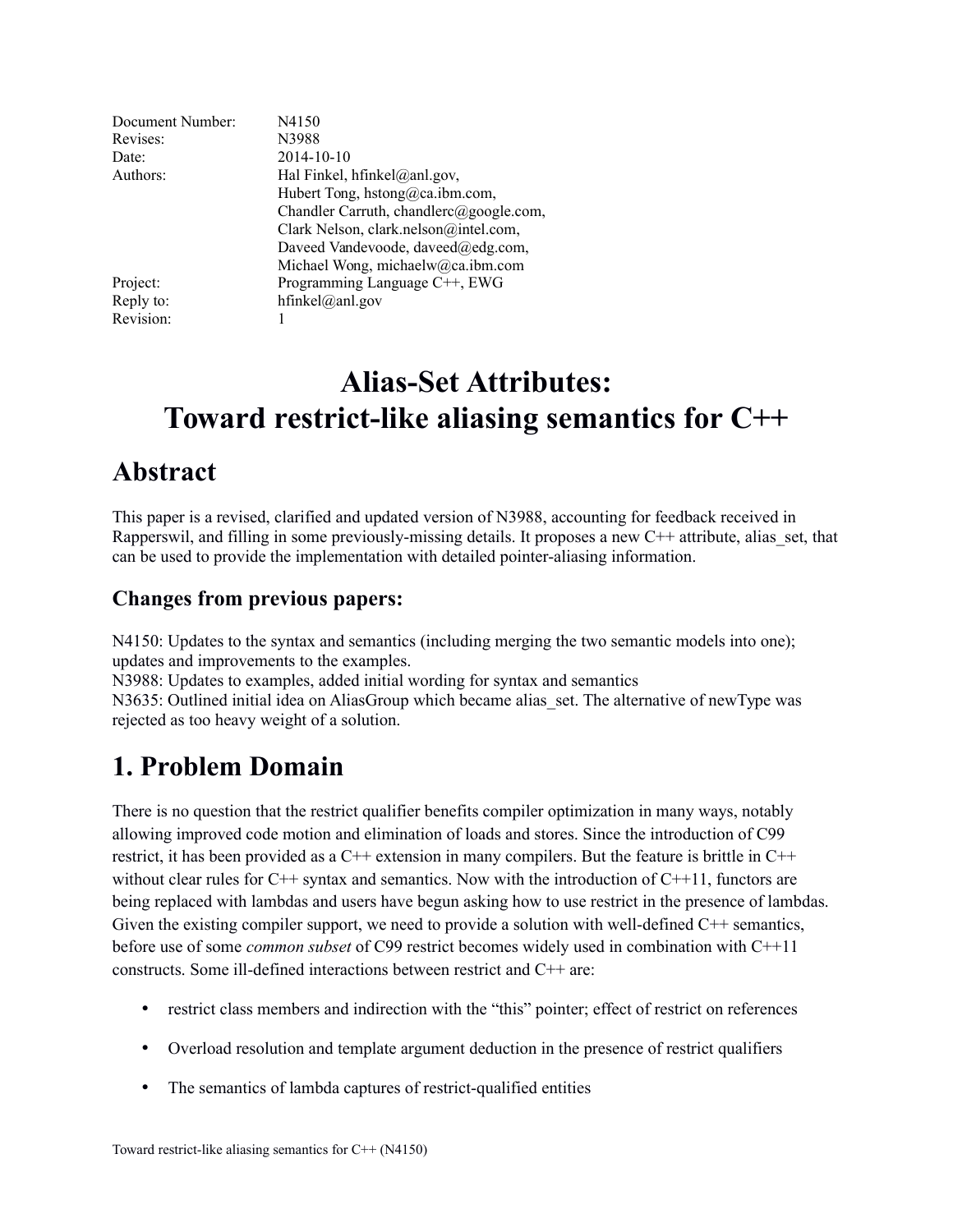| | |
|---|---|
| Document Number: | N4150 |
| Revises: | N3988 |
| Date: | 2014-10-10 |
| Authors: | Hal Finkel, hfinkel@anl.gov,<br>Hubert Tong, hstong@ca.ibm.com,<br>Chandler Carruth, chandlerc@google.com,<br>Clark Nelson, clark.nelson@intel.com,<br>Daveed Vandevoode, daveed@edg.com,<br>Michael Wong, michaelw@ca.ibm.com |
| Project: | Programming Language C++, EWG |
| Reply to: | hfinkel@anl.gov |
| Revision: | 1 |

# Alias-Set Attributes: Toward restrict-like aliasing semantics for C++

# Abstract

This paper is a revised, clarified and updated version of N3988, accounting for feedback received in Rapperswil, and filling in some previously-missing details. It proposes a new C++ attribute, alias_set, that can be used to provide the implementation with detailed pointer-aliasing information.

### Changes from previous papers:

N4150: Updates to the syntax and semantics (including merging the two semantic models into one); updates and improvements to the examples.
N3988: Updates to examples, added initial wording for syntax and semantics
N3635: Outlined initial idea on AliasGroup which became alias_set. The alternative of newType was rejected as too heavy weight of a solution.

# 1. Problem Domain

There is no question that the restrict qualifier benefits compiler optimization in many ways, notably allowing improved code motion and elimination of loads and stores. Since the introduction of C99 restrict, it has been provided as a C++ extension in many compilers. But the feature is brittle in C++ without clear rules for C++ syntax and semantics. Now with the introduction of C++11, functors are being replaced with lambdas and users have begun asking how to use restrict in the presence of lambdas. Given the existing compiler support, we need to provide a solution with well-defined C++ semantics, before use of some *common subset* of C99 restrict becomes widely used in combination with C++11 constructs. Some ill-defined interactions between restrict and C++ are:

- restrict class members and indirection with the "this" pointer; effect of restrict on references
- Overload resolution and template argument deduction in the presence of restrict qualifiers
- The semantics of lambda captures of restrict-qualified entities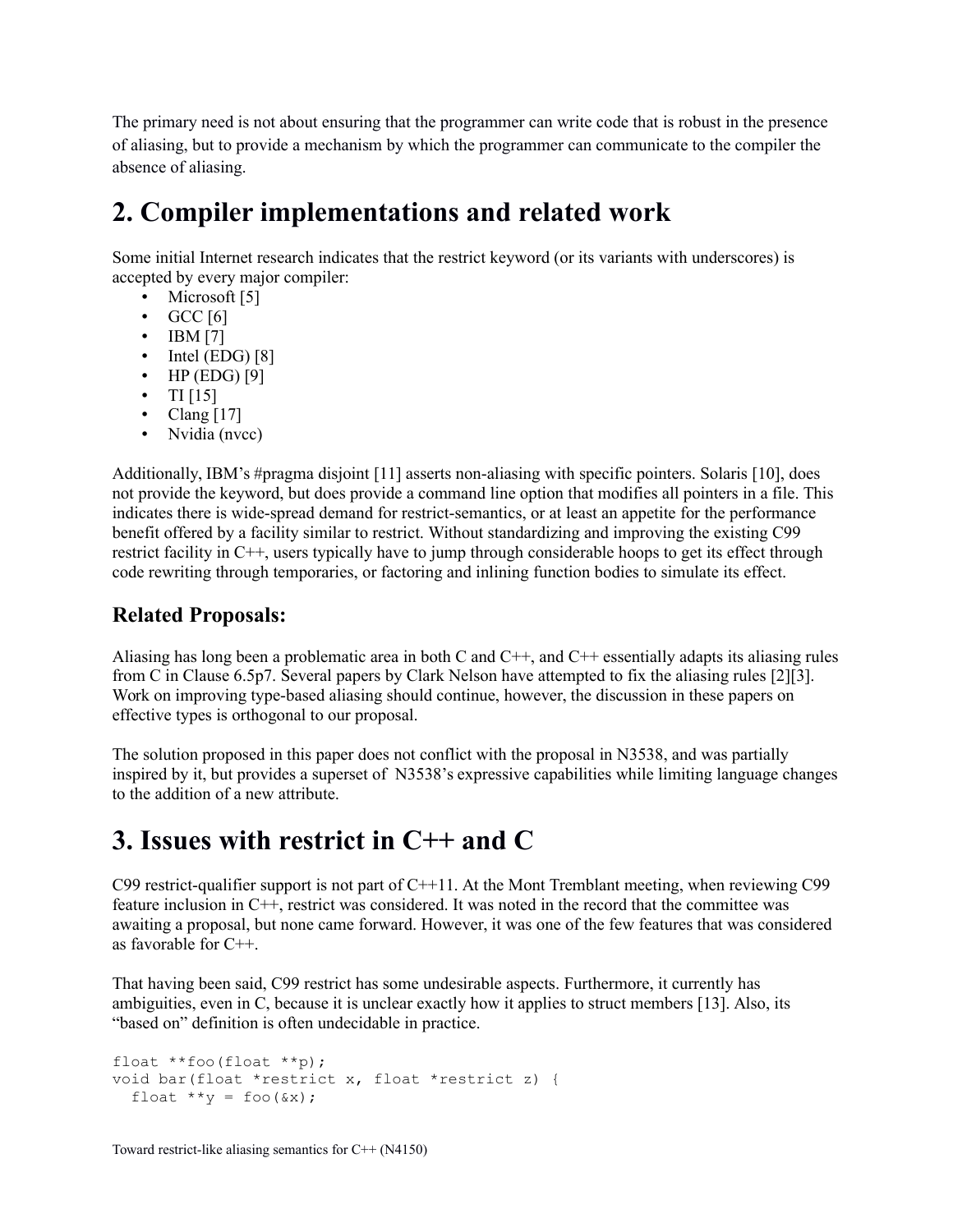The primary need is not about ensuring that the programmer can write code that is robust in the presence of aliasing, but to provide a mechanism by which the programmer can communicate to the compiler the absence of aliasing.

# 2. Compiler implementations and related work

Some initial Internet research indicates that the restrict keyword (or its variants with underscores) is accepted by every major compiler:

- Microsoft [5]
- GCC [6]
- IBM [7]
- Intel (EDG) [8]
- HP (EDG) [9]
- TI [15]
- Clang [17]
- Nvidia (nvcc)

Additionally, IBM's #pragma disjoint [11] asserts non-aliasing with specific pointers. Solaris [10], does not provide the keyword, but does provide a command line option that modifies all pointers in a file. This indicates there is wide-spread demand for restrict-semantics, or at least an appetite for the performance benefit offered by a facility similar to restrict. Without standardizing and improving the existing C99 restrict facility in C++, users typically have to jump through considerable hoops to get its effect through code rewriting through temporaries, or factoring and inlining function bodies to simulate its effect.

### Related Proposals:

Aliasing has long been a problematic area in both C and C++, and C++ essentially adapts its aliasing rules from C in Clause 6.5p7. Several papers by Clark Nelson have attempted to fix the aliasing rules [2][3]. Work on improving type-based aliasing should continue, however, the discussion in these papers on effective types is orthogonal to our proposal.

The solution proposed in this paper does not conflict with the proposal in N3538, and was partially inspired by it, but provides a superset of N3538's expressive capabilities while limiting language changes to the addition of a new attribute.

# 3. Issues with restrict in C++ and C

C99 restrict-qualifier support is not part of C++11. At the Mont Tremblant meeting, when reviewing C99 feature inclusion in C++, restrict was considered. It was noted in the record that the committee was awaiting a proposal, but none came forward. However, it was one of the few features that was considered as favorable for C++.

That having been said, C99 restrict has some undesirable aspects. Furthermore, it currently has ambiguities, even in C, because it is unclear exactly how it applies to struct members [13]. Also, its "based on" definition is often undecidable in practice.

```
float **foo(float **p);
void bar(float *restrict x, float *restrict z) {
  float **y = foo(&x);
```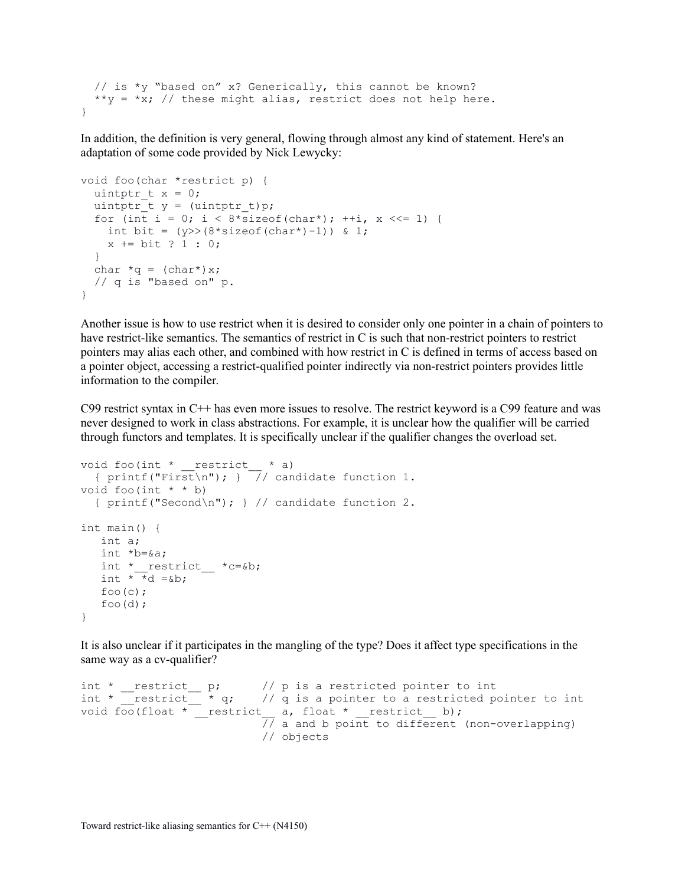```
  // is *y "based on" x? Generically, this cannot be known?
  **y = *x; // these might alias, restrict does not help here.
}
```

In addition, the definition is very general, flowing through almost any kind of statement. Here's an adaptation of some code provided by Nick Lewycky:

```
void foo(char *restrict p) {
  uintptr_t x = 0;
  uintptr_t y = (uintptr_t)p;
  for (int i = 0; i < 8*sizeof(char*); ++i, x <<= 1) {
    int bit = (y>>(8*sizeof(char*)-1)) & 1;
    x += bit ? 1 : 0;
  }
  char *q = (char*)x;
  // q is "based on" p.
}
```

Another issue is how to use restrict when it is desired to consider only one pointer in a chain of pointers to have restrict-like semantics. The semantics of restrict in C is such that non-restrict pointers to restrict pointers may alias each other, and combined with how restrict in C is defined in terms of access based on a pointer object, accessing a restrict-qualified pointer indirectly via non-restrict pointers provides little information to the compiler.

C99 restrict syntax in C++ has even more issues to resolve. The restrict keyword is a C99 feature and was never designed to work in class abstractions. For example, it is unclear how the qualifier will be carried through functors and templates. It is specifically unclear if the qualifier changes the overload set.

```
void foo(int * __restrict__ * a)
  { printf("First\n"); }  // candidate function 1.
void foo(int * * b)
  { printf("Second\n"); } // candidate function 2.

int main() {
   int a;
   int *b=&a;
   int *__restrict__ *c=&b;
   int * *d =&b;
   foo(c);
   foo(d);
}
```

It is also unclear if it participates in the mangling of the type? Does it affect type specifications in the same way as a cv-qualifier?

```
int * __restrict__ p;      // p is a restricted pointer to int
int * __restrict__ * q;    // q is a pointer to a restricted pointer to int
void foo(float * __restrict__ a, float * __restrict__ b);
                           // a and b point to different (non-overlapping)
                           // objects
```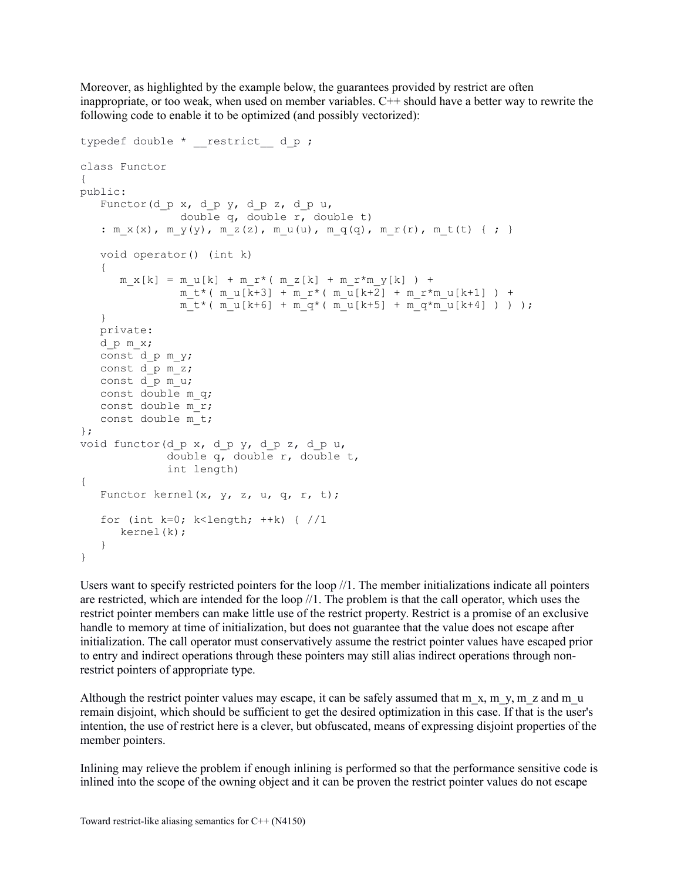Moreover, as highlighted by the example below, the guarantees provided by restrict are often inappropriate, or too weak, when used on member variables. C++ should have a better way to rewrite the following code to enable it to be optimized (and possibly vectorized):

```
typedef double * __restrict__ d_p ;

class Functor
{
public:
   Functor(d_p x, d_p y, d_p z, d_p u,
               double q, double r, double t)
   : m_x(x), m_y(y), m_z(z), m_u(u), m_q(q), m_r(r), m_t(t) { ; }

   void operator() (int k)
   {
      m_x[k] = m_u[k] + m_r*( m_z[k] + m_r*m_y[k] ) +
               m_t*( m_u[k+3] + m_r*( m_u[k+2] + m_r*m_u[k+1] ) +
               m_t*( m_u[k+6] + m_q*( m_u[k+5] + m_q*m_u[k+4] ) ) );
   }
   private:
   d_p m_x;
   const d_p m_y;
   const d_p m_z;
   const d_p m_u;
   const double m_q;
   const double m_r;
   const double m_t;
};
void functor(d_p x, d_p y, d_p z, d_p u,
             double q, double r, double t,
             int length)
{
   Functor kernel(x, y, z, u, q, r, t);

   for (int k=0; k<length; ++k) { //1
      kernel(k);
   }
}
```

Users want to specify restricted pointers for the loop //1. The member initializations indicate all pointers are restricted, which are intended for the loop //1. The problem is that the call operator, which uses the restrict pointer members can make little use of the restrict property. Restrict is a promise of an exclusive handle to memory at time of initialization, but does not guarantee that the value does not escape after initialization. The call operator must conservatively assume the restrict pointer values have escaped prior to entry and indirect operations through these pointers may still alias indirect operations through non-restrict pointers of appropriate type.

Although the restrict pointer values may escape, it can be safely assumed that m_x, m_y, m_z and m_u remain disjoint, which should be sufficient to get the desired optimization in this case. If that is the user's intention, the use of restrict here is a clever, but obfuscated, means of expressing disjoint properties of the member pointers.

Inlining may relieve the problem if enough inlining is performed so that the performance sensitive code is inlined into the scope of the owning object and it can be proven the restrict pointer values do not escape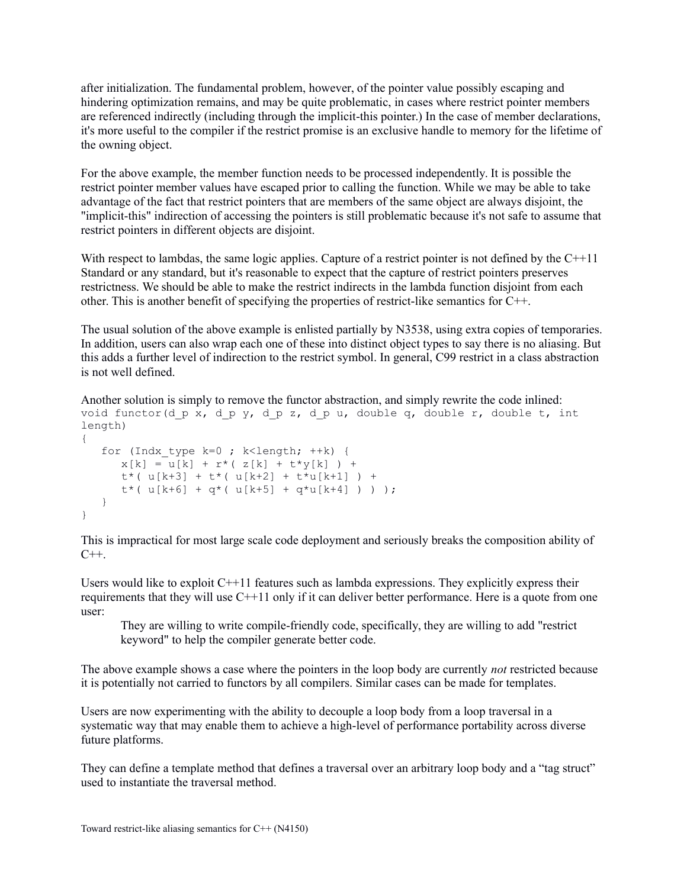after initialization. The fundamental problem, however, of the pointer value possibly escaping and hindering optimization remains, and may be quite problematic, in cases where restrict pointer members are referenced indirectly (including through the implicit-this pointer.) In the case of member declarations, it's more useful to the compiler if the restrict promise is an exclusive handle to memory for the lifetime of the owning object.

For the above example, the member function needs to be processed independently. It is possible the restrict pointer member values have escaped prior to calling the function. While we may be able to take advantage of the fact that restrict pointers that are members of the same object are always disjoint, the "implicit-this" indirection of accessing the pointers is still problematic because it's not safe to assume that restrict pointers in different objects are disjoint.

With respect to lambdas, the same logic applies. Capture of a restrict pointer is not defined by the C++11 Standard or any standard, but it's reasonable to expect that the capture of restrict pointers preserves restrictness. We should be able to make the restrict indirects in the lambda function disjoint from each other. This is another benefit of specifying the properties of restrict-like semantics for C++.

The usual solution of the above example is enlisted partially by N3538, using extra copies of temporaries. In addition, users can also wrap each one of these into distinct object types to say there is no aliasing. But this adds a further level of indirection to the restrict symbol. In general, C99 restrict in a class abstraction is not well defined.

Another solution is simply to remove the functor abstraction, and simply rewrite the code inlined:

```
void functor(d_p x, d_p y, d_p z, d_p u, double q, double r, double t, int
length)
{
   for (Indx_type k=0 ; k<length; ++k) {
      x[k] = u[k] + r*( z[k] + t*y[k] ) +
      t*( u[k+3] + t*( u[k+2] + t*u[k+1] ) +
      t*( u[k+6] + q*( u[k+5] + q*u[k+4] ) ) );
   }
}
```

This is impractical for most large scale code deployment and seriously breaks the composition ability of C++.

Users would like to exploit C++11 features such as lambda expressions. They explicitly express their requirements that they will use C++11 only if it can deliver better performance. Here is a quote from one user:

> They are willing to write compile-friendly code, specifically, they are willing to add "restrict keyword" to help the compiler generate better code.

The above example shows a case where the pointers in the loop body are currently *not* restricted because it is potentially not carried to functors by all compilers. Similar cases can be made for templates.

Users are now experimenting with the ability to decouple a loop body from a loop traversal in a systematic way that may enable them to achieve a high-level of performance portability across diverse future platforms.

They can define a template method that defines a traversal over an arbitrary loop body and a "tag struct" used to instantiate the traversal method.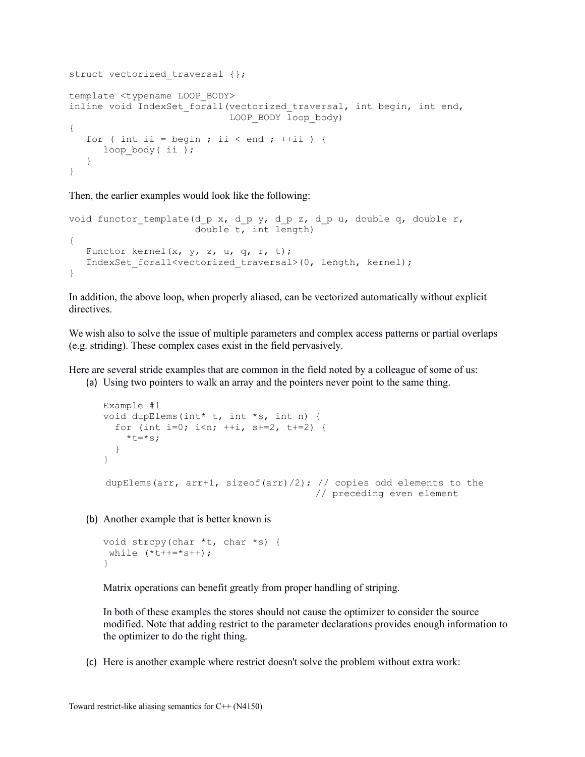```
struct vectorized_traversal {};

template <typename LOOP_BODY>
inline void IndexSet_forall(vectorized_traversal, int begin, int end,
                            LOOP_BODY loop_body)
{
   for ( int ii = begin ; ii < end ; ++ii ) {
      loop_body( ii );
   }
}
```

Then, the earlier examples would look like the following:

```
void functor_template(d_p x, d_p y, d_p z, d_p u, double q, double r,
                      double t, int length)
{
   Functor kernel(x, y, z, u, q, r, t);
   IndexSet_forall<vectorized_traversal>(0, length, kernel);
}
```

In addition, the above loop, when properly aliased, can be vectorized automatically without explicit directives.

We wish also to solve the issue of multiple parameters and complex access patterns or partial overlaps (e.g. striding). These complex cases exist in the field pervasively.

Here are several stride examples that are common in the field noted by a colleague of some of us:

(a) Using two pointers to walk an array and the pointers never point to the same thing.

```
Example #1
void dupElems(int* t, int *s, int n) {
  for (int i=0; i<n; ++i, s+=2, t+=2) {
    *t=*s;
  }
}

dupElems(arr, arr+1, sizeof(arr)/2); // copies odd elements to the
                                     // preceding even element
```

(b) Another example that is better known is

```
void strcpy(char *t, char *s) {
 while (*t++=*s++);
}
```

Matrix operations can benefit greatly from proper handling of striping.

In both of these examples the stores should not cause the optimizer to consider the source modified. Note that adding restrict to the parameter declarations provides enough information to the optimizer to do the right thing.

(c) Here is another example where restrict doesn't solve the problem without extra work: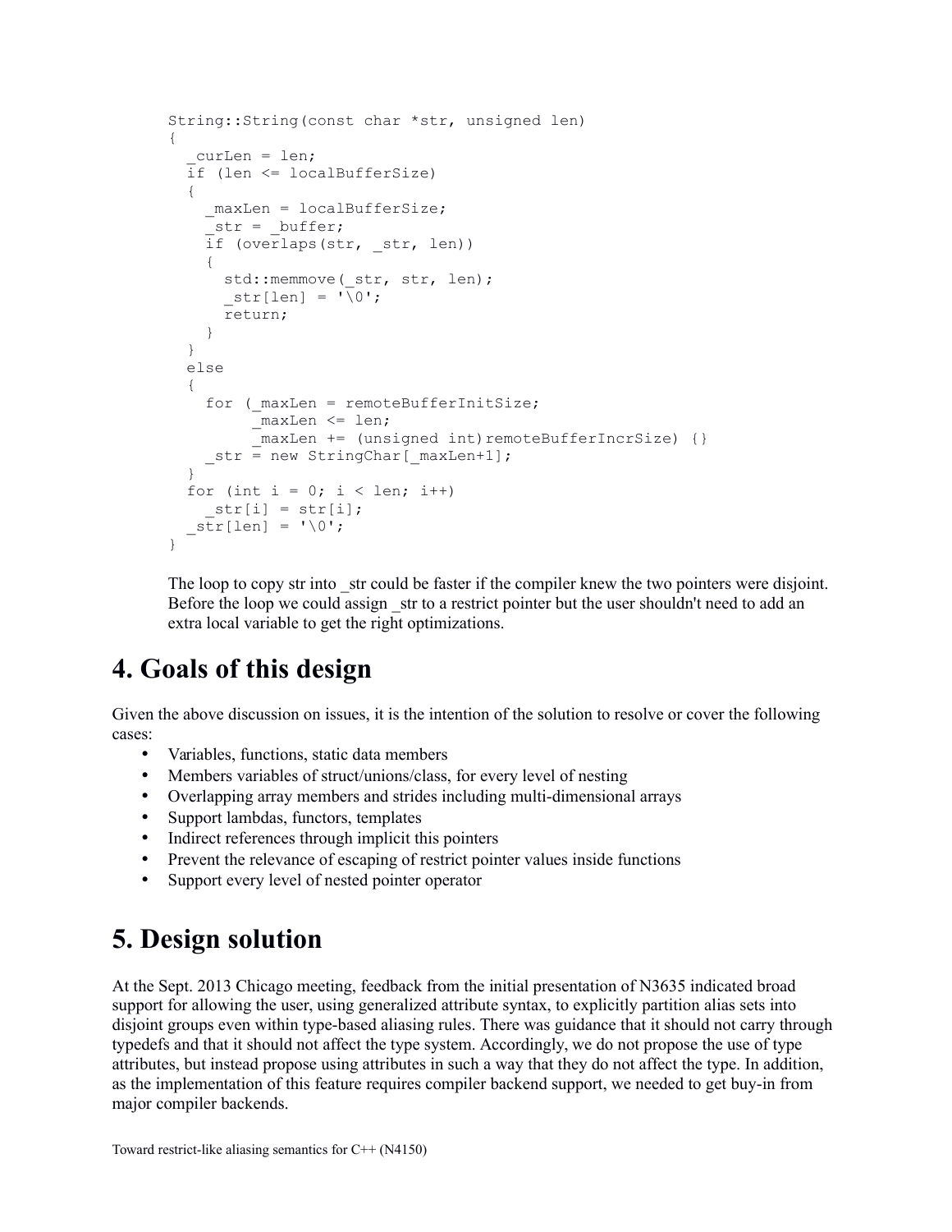```
String::String(const char *str, unsigned len)
{
  _curLen = len;
  if (len <= localBufferSize)
  {
    _maxLen = localBufferSize;
    _str = _buffer;
    if (overlaps(str, _str, len))
    {
      std::memmove(_str, str, len);
      _str[len] = '\0';
      return;
    }
  }
  else
  {
    for (_maxLen = remoteBufferInitSize;
         _maxLen <= len;
         _maxLen += (unsigned int)remoteBufferIncrSize) {}
    _str = new StringChar[_maxLen+1];
  }
  for (int i = 0; i < len; i++)
    _str[i] = str[i];
  _str[len] = '\0';
}
```

The loop to copy str into _str could be faster if the compiler knew the two pointers were disjoint. Before the loop we could assign _str to a restrict pointer but the user shouldn't need to add an extra local variable to get the right optimizations.

# 4. Goals of this design

Given the above discussion on issues, it is the intention of the solution to resolve or cover the following cases:

- Variables, functions, static data members
- Members variables of struct/unions/class, for every level of nesting
- Overlapping array members and strides including multi-dimensional arrays
- Support lambdas, functors, templates
- Indirect references through implicit this pointers
- Prevent the relevance of escaping of restrict pointer values inside functions
- Support every level of nested pointer operator

# 5. Design solution

At the Sept. 2013 Chicago meeting, feedback from the initial presentation of N3635 indicated broad support for allowing the user, using generalized attribute syntax, to explicitly partition alias sets into disjoint groups even within type-based aliasing rules. There was guidance that it should not carry through typedefs and that it should not affect the type system. Accordingly, we do not propose the use of type attributes, but instead propose using attributes in such a way that they do not affect the type. In addition, as the implementation of this feature requires compiler backend support, we needed to get buy-in from major compiler backends.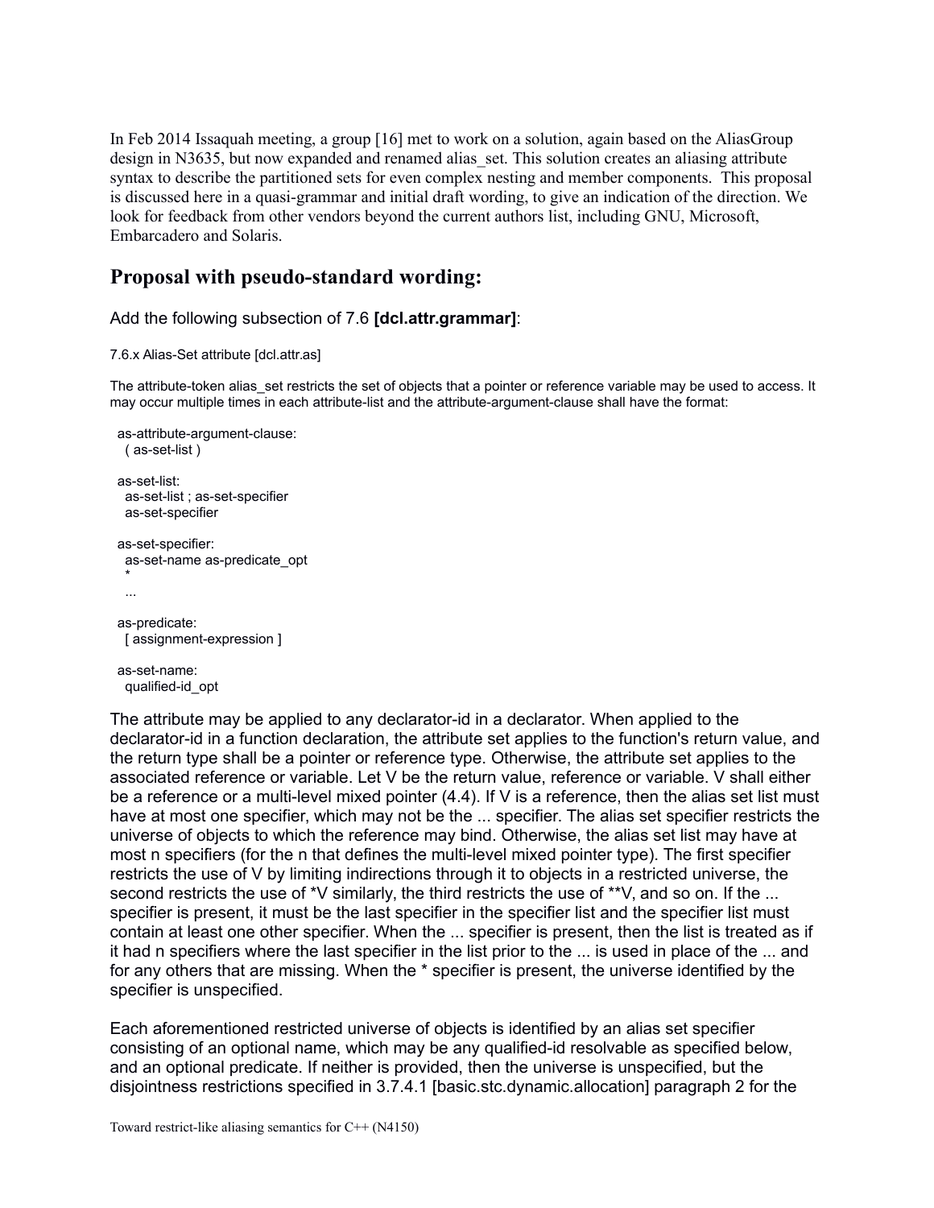In Feb 2014 Issaquah meeting, a group [16] met to work on a solution, again based on the AliasGroup design in N3635, but now expanded and renamed alias_set. This solution creates an aliasing attribute syntax to describe the partitioned sets for even complex nesting and member components. This proposal is discussed here in a quasi-grammar and initial draft wording, to give an indication of the direction. We look for feedback from other vendors beyond the current authors list, including GNU, Microsoft, Embarcadero and Solaris.

## Proposal with pseudo-standard wording:

Add the following subsection of 7.6 **[dcl.attr.grammar]**:

7.6.x Alias-Set attribute [dcl.attr.as]

The attribute-token alias_set restricts the set of objects that a pointer or reference variable may be used to access. It may occur multiple times in each attribute-list and the attribute-argument-clause shall have the format:

```
as-attribute-argument-clause:
  ( as-set-list )

as-set-list:
  as-set-list ; as-set-specifier
  as-set-specifier

as-set-specifier:
  as-set-name as-predicate_opt
  *
  ...

as-predicate:
  [ assignment-expression ]

as-set-name:
  qualified-id_opt
```

The attribute may be applied to any declarator-id in a declarator. When applied to the declarator-id in a function declaration, the attribute set applies to the function's return value, and the return type shall be a pointer or reference type. Otherwise, the attribute set applies to the associated reference or variable. Let V be the return value, reference or variable. V shall either be a reference or a multi-level mixed pointer (4.4). If V is a reference, then the alias set list must have at most one specifier, which may not be the ... specifier. The alias set specifier restricts the universe of objects to which the reference may bind. Otherwise, the alias set list may have at most n specifiers (for the n that defines the multi-level mixed pointer type). The first specifier restricts the use of V by limiting indirections through it to objects in a restricted universe, the second restricts the use of *V similarly, the third restricts the use of **V, and so on. If the ... specifier is present, it must be the last specifier in the specifier list and the specifier list must contain at least one other specifier. When the ... specifier is present, then the list is treated as if it had n specifiers where the last specifier in the list prior to the ... is used in place of the ... and for any others that are missing. When the * specifier is present, the universe identified by the specifier is unspecified.

Each aforementioned restricted universe of objects is identified by an alias set specifier consisting of an optional name, which may be any qualified-id resolvable as specified below, and an optional predicate. If neither is provided, then the universe is unspecified, but the disjointness restrictions specified in 3.7.4.1 [basic.stc.dynamic.allocation] paragraph 2 for the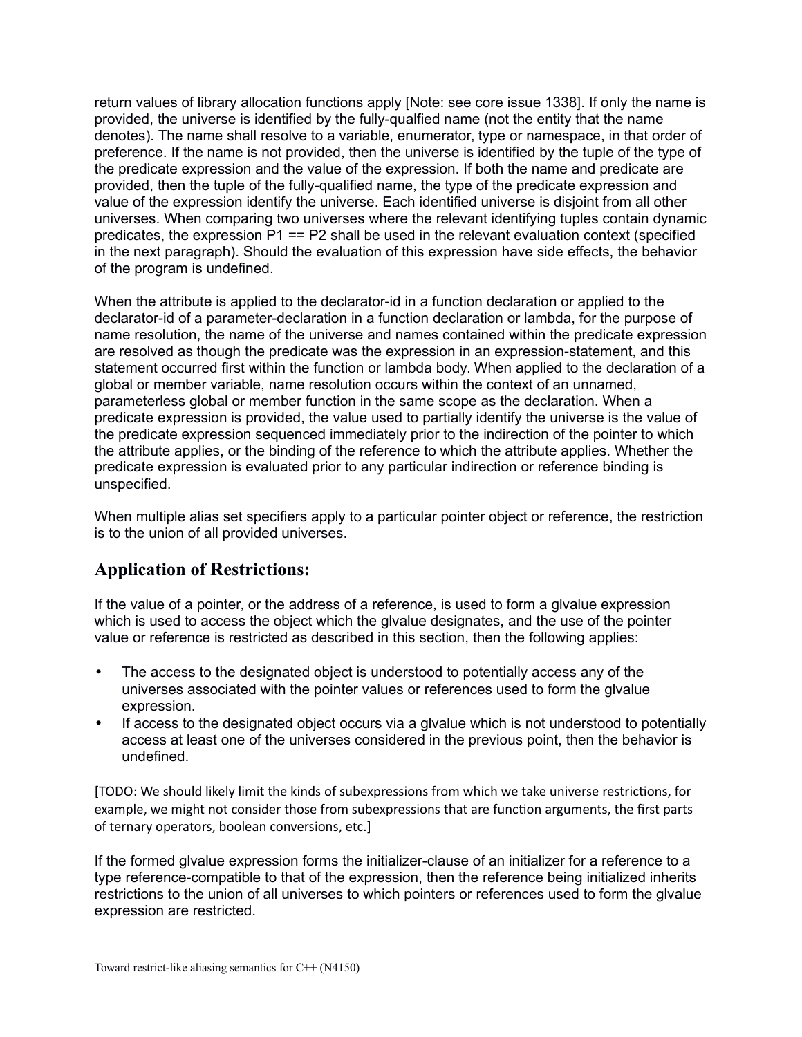return values of library allocation functions apply [Note: see core issue 1338]. If only the name is provided, the universe is identified by the fully-qualified name (not the entity that the name denotes). The name shall resolve to a variable, enumerator, type or namespace, in that order of preference. If the name is not provided, then the universe is identified by the tuple of the type of the predicate expression and the value of the expression. If both the name and predicate are provided, then the tuple of the fully-qualified name, the type of the predicate expression and value of the expression identify the universe. Each identified universe is disjoint from all other universes. When comparing two universes where the relevant identifying tuples contain dynamic predicates, the expression P1 == P2 shall be used in the relevant evaluation context (specified in the next paragraph). Should the evaluation of this expression have side effects, the behavior of the program is undefined.

When the attribute is applied to the declarator-id in a function declaration or applied to the declarator-id of a parameter-declaration in a function declaration or lambda, for the purpose of name resolution, the name of the universe and names contained within the predicate expression are resolved as though the predicate was the expression in an expression-statement, and this statement occurred first within the function or lambda body. When applied to the declaration of a global or member variable, name resolution occurs within the context of an unnamed, parameterless global or member function in the same scope as the declaration. When a predicate expression is provided, the value used to partially identify the universe is the value of the predicate expression sequenced immediately prior to the indirection of the pointer to which the attribute applies, or the binding of the reference to which the attribute applies. Whether the predicate expression is evaluated prior to any particular indirection or reference binding is unspecified.

When multiple alias set specifiers apply to a particular pointer object or reference, the restriction is to the union of all provided universes.

## Application of Restrictions:

If the value of a pointer, or the address of a reference, is used to form a glvalue expression which is used to access the object which the glvalue designates, and the use of the pointer value or reference is restricted as described in this section, then the following applies:

- The access to the designated object is understood to potentially access any of the universes associated with the pointer values or references used to form the glvalue expression.
- If access to the designated object occurs via a glvalue which is not understood to potentially access at least one of the universes considered in the previous point, then the behavior is undefined.

[TODO: We should likely limit the kinds of subexpressions from which we take universe restrictions, for example, we might not consider those from subexpressions that are function arguments, the first parts of ternary operators, boolean conversions, etc.]

If the formed glvalue expression forms the initializer-clause of an initializer for a reference to a type reference-compatible to that of the expression, then the reference being initialized inherits restrictions to the union of all universes to which pointers or references used to form the glvalue expression are restricted.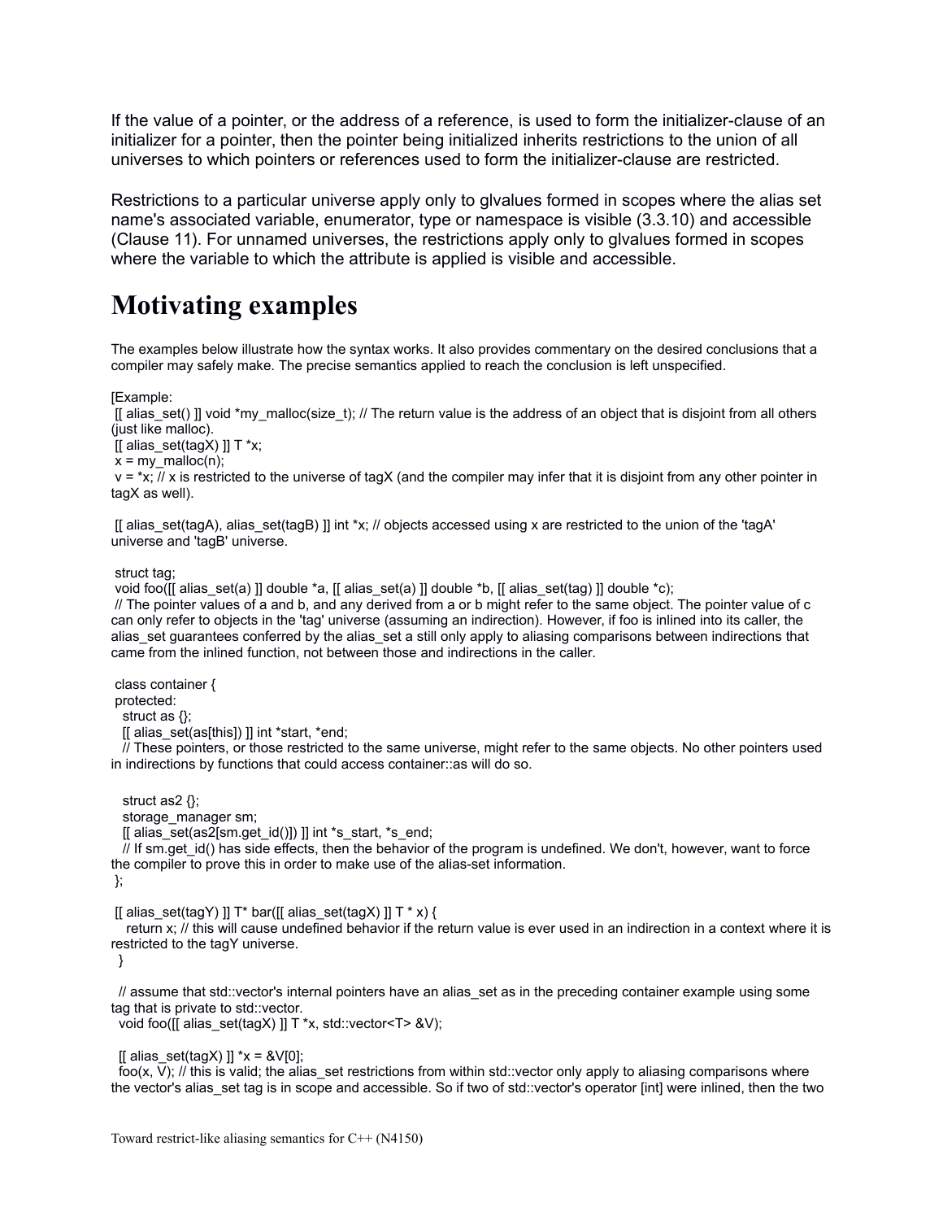If the value of a pointer, or the address of a reference, is used to form the initializer-clause of an initializer for a pointer, then the pointer being initialized inherits restrictions to the union of all universes to which pointers or references used to form the initializer-clause are restricted.

Restrictions to a particular universe apply only to glvalues formed in scopes where the alias set name's associated variable, enumerator, type or namespace is visible (3.3.10) and accessible (Clause 11). For unnamed universes, the restrictions apply only to glvalues formed in scopes where the variable to which the attribute is applied is visible and accessible.

# Motivating examples

The examples below illustrate how the syntax works. It also provides commentary on the desired conclusions that a compiler may safely make. The precise semantics applied to reach the conclusion is left unspecified.

[Example:

```
 [[ alias_set() ]] void *my_malloc(size_t); // The return value is the address of an object that is disjoint from all others (just like malloc).
 [[ alias_set(tagX) ]] T *x;
 x = my_malloc(n);
 v = *x; // x is restricted to the universe of tagX (and the compiler may infer that it is disjoint from any other pointer in tagX as well).

 [[ alias_set(tagA), alias_set(tagB) ]] int *x; // objects accessed using x are restricted to the union of the 'tagA' universe and 'tagB' universe.

 struct tag;
 void foo([[ alias_set(a) ]] double *a, [[ alias_set(a) ]] double *b, [[ alias_set(tag) ]] double *c);
 // The pointer values of a and b, and any derived from a or b might refer to the same object. The pointer value of c can only refer to objects in the 'tag' universe (assuming an indirection). However, if foo is inlined into its caller, the alias_set guarantees conferred by the alias_set a still only apply to aliasing comparisons between indirections that came from the inlined function, not between those and indirections in the caller.

 class container {
 protected:
   struct as {};
   [[ alias_set(as[this]) ]] int *start, *end;
   // These pointers, or those restricted to the same universe, might refer to the same objects. No other pointers used in indirections by functions that could access container::as will do so.

   struct as2 {};
   storage_manager sm;
   [[ alias_set(as2[sm.get_id()]) ]] int *s_start, *s_end;
   // If sm.get_id() has side effects, then the behavior of the program is undefined. We don't, however, want to force the compiler to prove this in order to make use of the alias-set information.
 };

 [[ alias_set(tagY) ]] T* bar([[ alias_set(tagX) ]] T * x) {
    return x; // this will cause undefined behavior if the return value is ever used in an indirection in a context where it is restricted to the tagY universe.
  }

  // assume that std::vector's internal pointers have an alias_set as in the preceding container example using some tag that is private to std::vector.
  void foo([[ alias_set(tagX) ]] T *x, std::vector<T> &V);

  [[ alias_set(tagX) ]] *x = &V[0];
  foo(x, V); // this is valid; the alias_set restrictions from within std::vector only apply to aliasing comparisons where the vector's alias_set tag is in scope and accessible. So if two of std::vector's operator [int] were inlined, then the two
```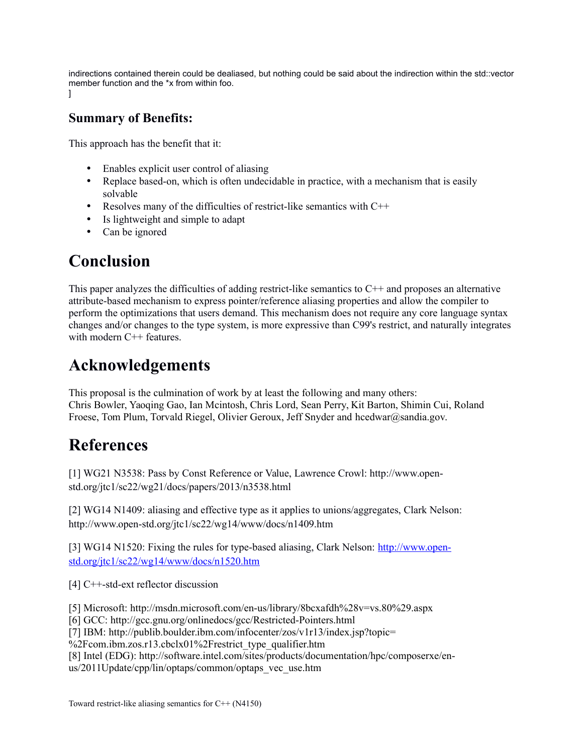indirections contained therein could be dealiased, but nothing could be said about the indirection within the std::vector member function and the *x from within foo.
]

### Summary of Benefits:

This approach has the benefit that it:

- Enables explicit user control of aliasing
- Replace based-on, which is often undecidable in practice, with a mechanism that is easily solvable
- Resolves many of the difficulties of restrict-like semantics with C++
- Is lightweight and simple to adapt
- Can be ignored

# Conclusion

This paper analyzes the difficulties of adding restrict-like semantics to C++ and proposes an alternative attribute-based mechanism to express pointer/reference aliasing properties and allow the compiler to perform the optimizations that users demand. This mechanism does not require any core language syntax changes and/or changes to the type system, is more expressive than C99's restrict, and naturally integrates with modern C++ features.

# Acknowledgements

This proposal is the culmination of work by at least the following and many others:
Chris Bowler, Yaoqing Gao, Ian Mcintosh, Chris Lord, Sean Perry, Kit Barton, Shimin Cui, Roland Froese, Tom Plum, Torvald Riegel, Olivier Geroux, Jeff Snyder and hcedwar@sandia.gov.

# References

[1] WG21 N3538: Pass by Const Reference or Value, Lawrence Crowl: http://www.open-std.org/jtc1/sc22/wg21/docs/papers/2013/n3538.html

[2] WG14 N1409: aliasing and effective type as it applies to unions/aggregates, Clark Nelson: http://www.open-std.org/jtc1/sc22/wg14/www/docs/n1409.htm

[3] WG14 N1520: Fixing the rules for type-based aliasing, Clark Nelson: http://www.open-std.org/jtc1/sc22/wg14/www/docs/n1520.htm

[4] C++-std-ext reflector discussion

[5] Microsoft: http://msdn.microsoft.com/en-us/library/8bcxafdh%28v=vs.80%29.aspx
[6] GCC: http://gcc.gnu.org/onlinedocs/gcc/Restricted-Pointers.html
[7] IBM: http://publib.boulder.ibm.com/infocenter/zos/v1r13/index.jsp?topic=%2Fcom.ibm.zos.r13.cbclx01%2Frestrict_type_qualifier.htm
[8] Intel (EDG): http://software.intel.com/sites/products/documentation/hpc/composerxe/en-us/2011Update/cpp/lin/optaps/common/optaps_vec_use.htm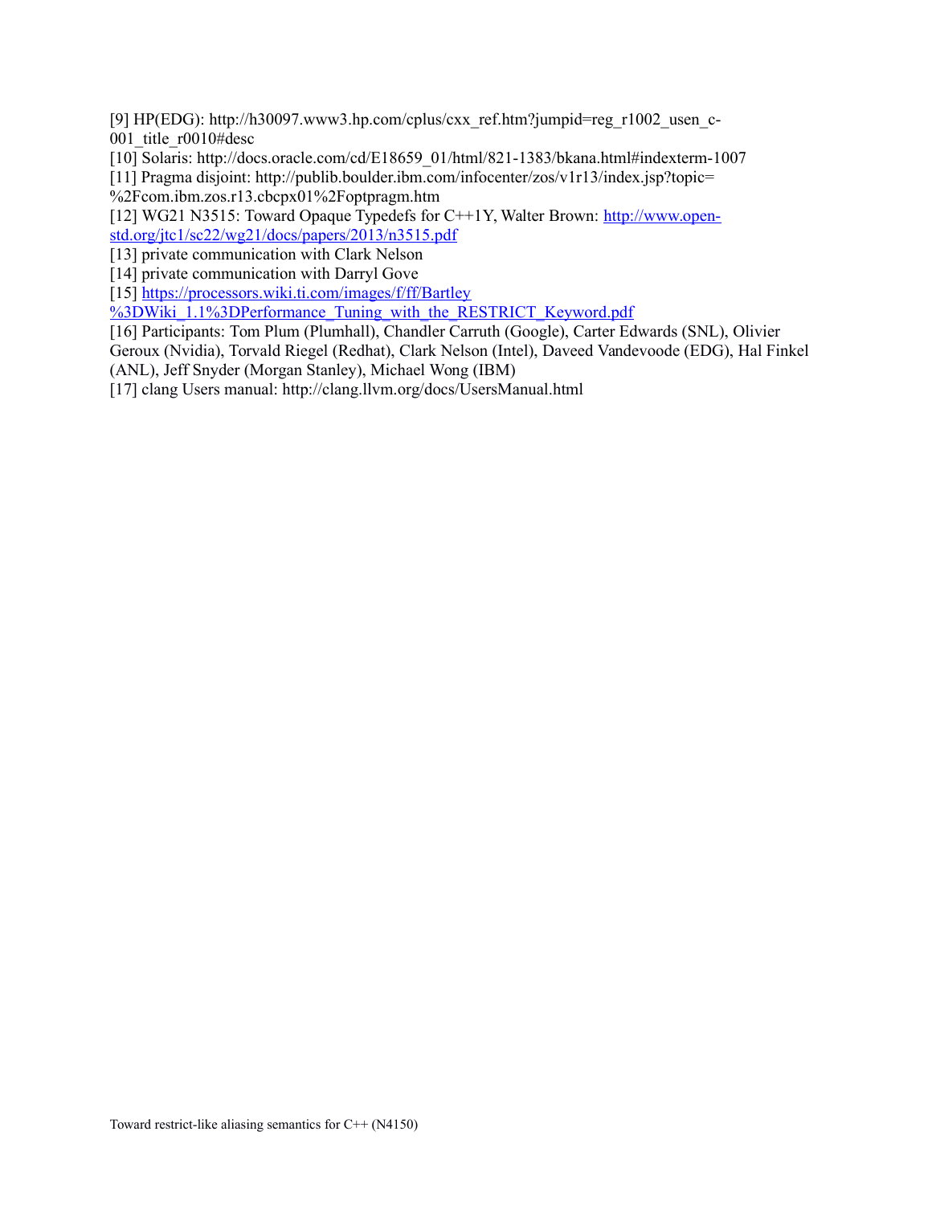[9] HP(EDG): http://h30097.www3.hp.com/cplus/cxx_ref.htm?jumpid=reg_r1002_usen_c-001_title_r0010#desc

[10] Solaris: http://docs.oracle.com/cd/E18659_01/html/821-1383/bkana.html#indexterm-1007

[11] Pragma disjoint: http://publib.boulder.ibm.com/infocenter/zos/v1r13/index.jsp?topic=%2Fcom.ibm.zos.r13.cbcpx01%2Foptpragm.htm

[12] WG21 N3515: Toward Opaque Typedefs for C++1Y, Walter Brown: http://www.open-std.org/jtc1/sc22/wg21/docs/papers/2013/n3515.pdf

[13] private communication with Clark Nelson

[14] private communication with Darryl Gove

[15] https://processors.wiki.ti.com/images/f/ff/Bartley%3DWiki_1.1%3DPerformance_Tuning_with_the_RESTRICT_Keyword.pdf

[16] Participants: Tom Plum (Plumhall), Chandler Carruth (Google), Carter Edwards (SNL), Olivier Geroux (Nvidia), Torvald Riegel (Redhat), Clark Nelson (Intel), Daveed Vandevoode (EDG), Hal Finkel (ANL), Jeff Snyder (Morgan Stanley), Michael Wong (IBM)

[17] clang Users manual: http://clang.llvm.org/docs/UsersManual.html